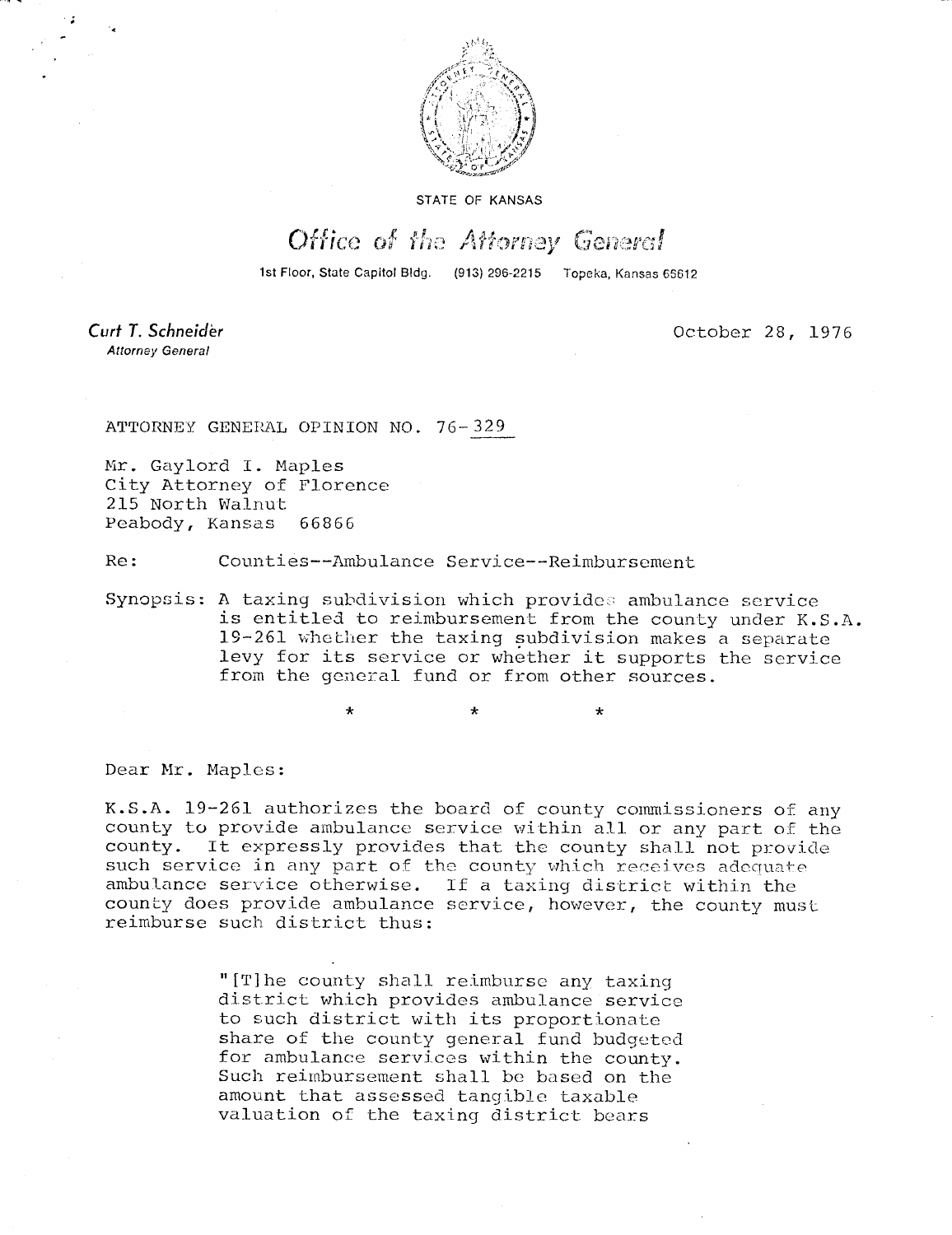STATE OF KANSAS

# Office of the Attorney General

1st Floor, State Capitol Bldg. (913) 296-2215 Topeka, Kansas 66612

**Curt T. Schneider**
*Attorney General*

October 28, 1976

ATTORNEY GENERAL OPINION NO. 76-329

Mr. Gaylord I. Maples
City Attorney of Florence
215 North Walnut
Peabody, Kansas 66866

Re: Counties--Ambulance Service--Reimbursement

Synopsis: A taxing subdivision which provides ambulance service is entitled to reimbursement from the county under K.S.A. 19-261 whether the taxing subdivision makes a separate levy for its service or whether it supports the service from the general fund or from other sources.

\* \* \*

Dear Mr. Maples:

K.S.A. 19-261 authorizes the board of county commissioners of any county to provide ambulance service within all or any part of the county. It expressly provides that the county shall not provide such service in any part of the county which receives adequate ambulance service otherwise. If a taxing district within the county does provide ambulance service, however, the county must reimburse such district thus:

> "[T]he county shall reimburse any taxing district which provides ambulance service to such district with its proportionate share of the county general fund budgeted for ambulance services within the county. Such reimbursement shall be based on the amount that assessed tangible taxable valuation of the taxing district bears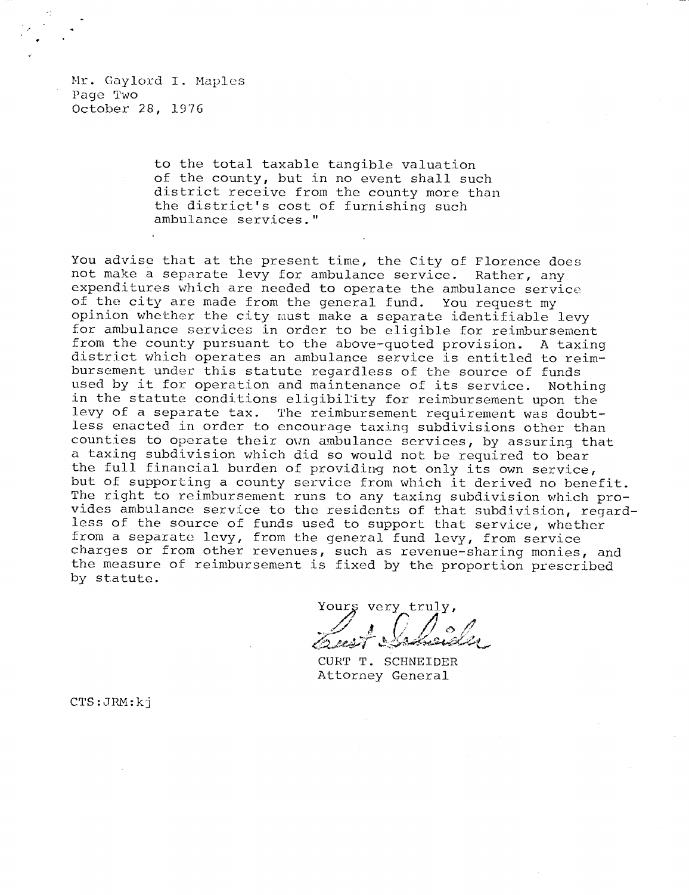Mr. Gaylord I. Maples
Page Two
October 28, 1976

> to the total taxable tangible valuation of the county, but in no event shall such district receive from the county more than the district's cost of furnishing such ambulance services."

You advise that at the present time, the City of Florence does not make a separate levy for ambulance service. Rather, any expenditures which are needed to operate the ambulance service of the city are made from the general fund. You request my opinion whether the city must make a separate identifiable levy for ambulance services in order to be eligible for reimbursement from the county pursuant to the above-quoted provision. A taxing district which operates an ambulance service is entitled to reimbursement under this statute regardless of the source of funds used by it for operation and maintenance of its service. Nothing in the statute conditions eligibility for reimbursement upon the levy of a separate tax. The reimbursement requirement was doubtless enacted in order to encourage taxing subdivisions other than counties to operate their own ambulance services, by assuring that a taxing subdivision which did so would not be required to bear the full financial burden of providing not only its own service, but of supporting a county service from which it derived no benefit. The right to reimbursement runs to any taxing subdivision which provides ambulance service to the residents of that subdivision, regardless of the source of funds used to support that service, whether from a separate levy, from the general fund levy, from service charges or from other revenues, such as revenue-sharing monies, and the measure of reimbursement is fixed by the proportion prescribed by statute.

Yours very truly,

Curt T. Schneider

CURT T. SCHNEIDER
Attorney General

CTS:JRM:kj